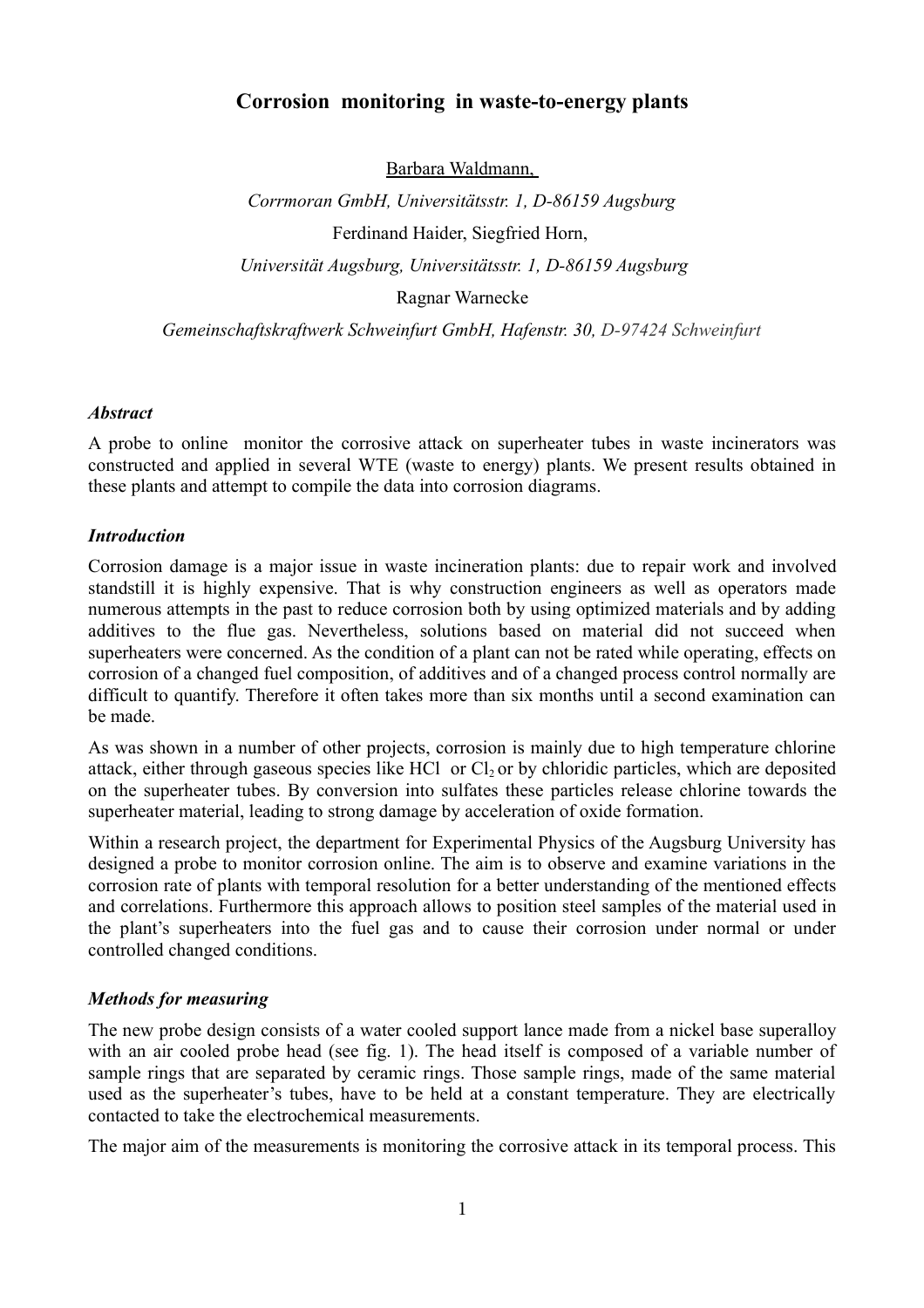# Corrosion monitoring in waste-to-energy plants

Barbara Waldmann,

*Corrmoran GmbH, Universitätsstr. 1, D-86159 Augsburg*

Ferdinand Haider, Siegfried Horn,

*Universität Augsburg, Universitätsstr. 1, D-86159 Augsburg*

Ragnar Warnecke

*Gemeinschaftskraftwerk Schweinfurt GmbH, Hafenstr. 30, D-97424 Schweinfurt*

### *Abstract*

A probe to online monitor the corrosive attack on superheater tubes in waste incinerators was constructed and applied in several WTE (waste to energy) plants. We present results obtained in these plants and attempt to compile the data into corrosion diagrams.

### *Introduction*

Corrosion damage is a major issue in waste incineration plants: due to repair work and involved standstill it is highly expensive. That is why construction engineers as well as operators made numerous attempts in the past to reduce corrosion both by using optimized materials and by adding additives to the flue gas. Nevertheless, solutions based on material did not succeed when superheaters were concerned. As the condition of a plant can not be rated while operating, effects on corrosion of a changed fuel composition, of additives and of a changed process control normally are difficult to quantify. Therefore it often takes more than six months until a second examination can be made.

As was shown in a number of other projects, corrosion is mainly due to high temperature chlorine attack, either through gaseous species like HCl or $Cl_2$ or by chloridic particles, which are deposited on the superheater tubes. By conversion into sulfates these particles release chlorine towards the superheater material, leading to strong damage by acceleration of oxide formation.

Within a research project, the department for Experimental Physics of the Augsburg University has designed a probe to monitor corrosion online. The aim is to observe and examine variations in the corrosion rate of plants with temporal resolution for a better understanding of the mentioned effects and correlations. Furthermore this approach allows to position steel samples of the material used in the plant's superheaters into the fuel gas and to cause their corrosion under normal or under controlled changed conditions.

### *Methods for measuring*

The new probe design consists of a water cooled support lance made from a nickel base superalloy with an air cooled probe head (see fig. 1). The head itself is composed of a variable number of sample rings that are separated by ceramic rings. Those sample rings, made of the same material used as the superheater's tubes, have to be held at a constant temperature. They are electrically contacted to take the electrochemical measurements.

The major aim of the measurements is monitoring the corrosive attack in its temporal process. This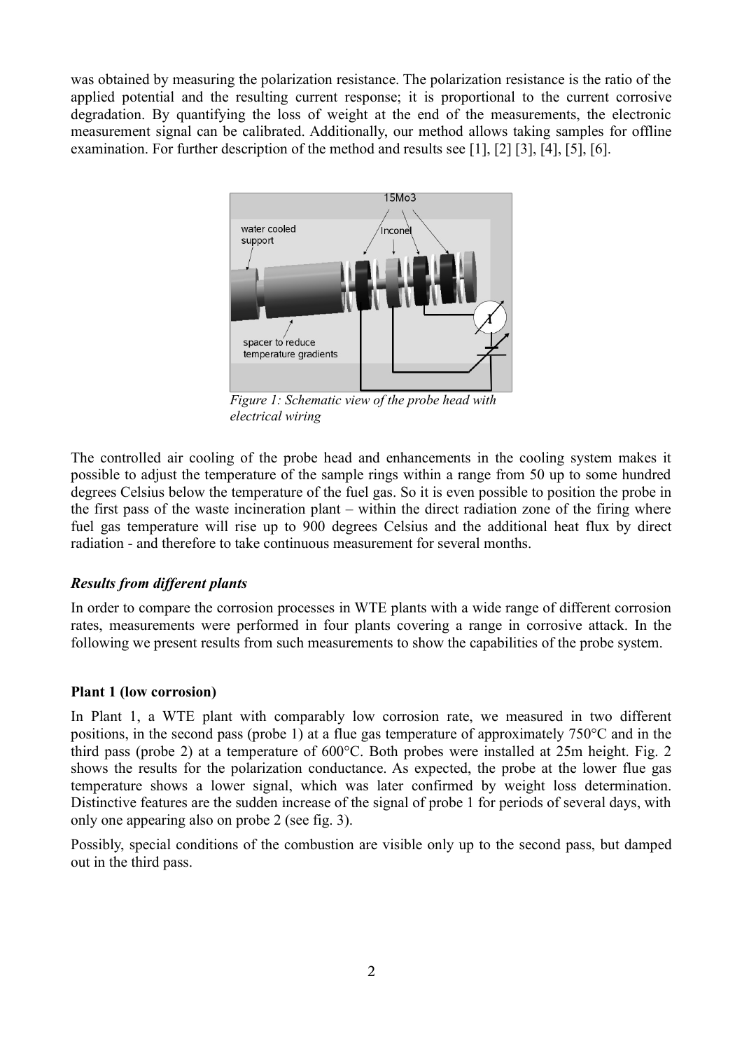was obtained by measuring the polarization resistance. The polarization resistance is the ratio of the applied potential and the resulting current response; it is proportional to the current corrosive degradation. By quantifying the loss of weight at the end of the measurements, the electronic measurement signal can be calibrated. Additionally, our method allows taking samples for offline examination. For further description of the method and results see [1], [2] [3], [4], [5], [6].

*Figure 1: Schematic view of the probe head with electrical wiring*

The controlled air cooling of the probe head and enhancements in the cooling system makes it possible to adjust the temperature of the sample rings within a range from 50 up to some hundred degrees Celsius below the temperature of the fuel gas. So it is even possible to position the probe in the first pass of the waste incineration plant – within the direct radiation zone of the firing where fuel gas temperature will rise up to 900 degrees Celsius and the additional heat flux by direct radiation - and therefore to take continuous measurement for several months.

### *Results from different plants*

In order to compare the corrosion processes in WTE plants with a wide range of different corrosion rates, measurements were performed in four plants covering a range in corrosive attack. In the following we present results from such measurements to show the capabilities of the probe system.

#### **Plant 1 (low corrosion)**

In Plant 1, a WTE plant with comparably low corrosion rate, we measured in two different positions, in the second pass (probe 1) at a flue gas temperature of approximately 750°C and in the third pass (probe 2) at a temperature of 600°C. Both probes were installed at 25m height. Fig. 2 shows the results for the polarization conductance. As expected, the probe at the lower flue gas temperature shows a lower signal, which was later confirmed by weight loss determination. Distinctive features are the sudden increase of the signal of probe 1 for periods of several days, with only one appearing also on probe 2 (see fig. 3).

Possibly, special conditions of the combustion are visible only up to the second pass, but damped out in the third pass.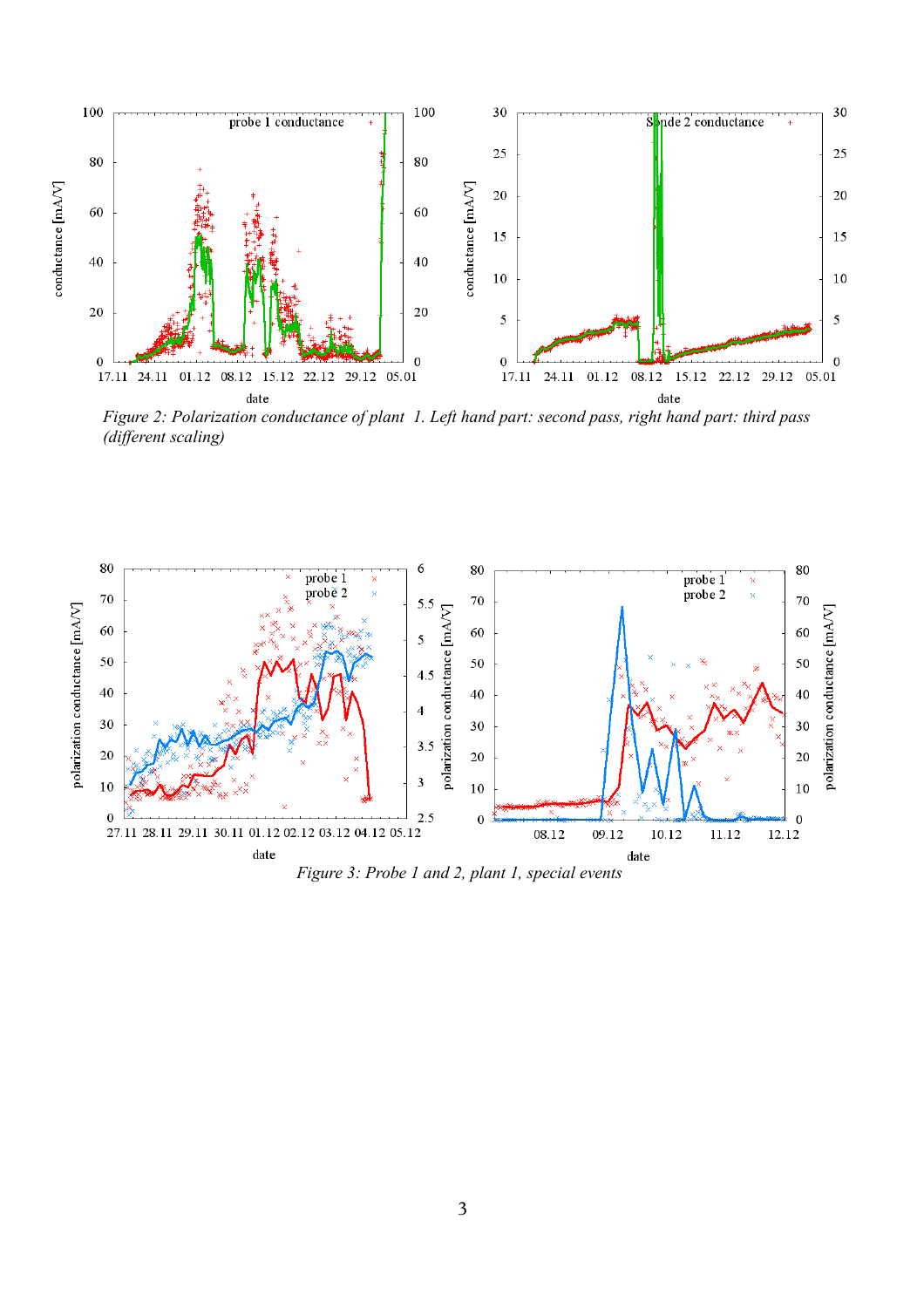*Figure 2: Polarization conductance of plant 1. Left hand part: second pass, right hand part: third pass (different scaling)*

*Figure 3: Probe 1 and 2, plant 1, special events*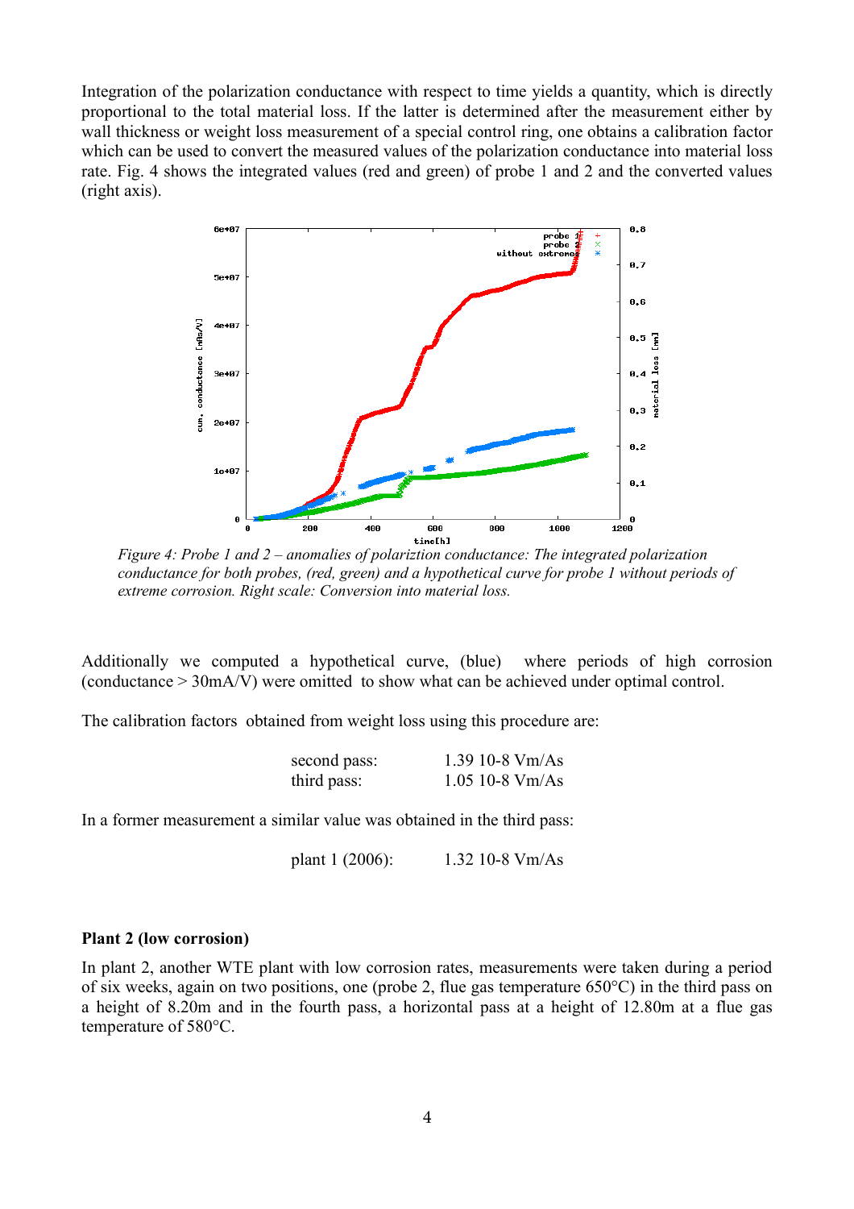Integration of the polarization conductance with respect to time yields a quantity, which is directly proportional to the total material loss. If the latter is determined after the measurement either by wall thickness or weight loss measurement of a special control ring, one obtains a calibration factor which can be used to convert the measured values of the polarization conductance into material loss rate. Fig. 4 shows the integrated values (red and green) of probe 1 and 2 and the converted values (right axis).

*Figure 4: Probe 1 and 2 – anomalies of polariztion conductance: The integrated polarization conductance for both probes, (red, green) and a hypothetical curve for probe 1 without periods of extreme corrosion. Right scale: Conversion into material loss.*

Additionally we computed a hypothetical curve, (blue) where periods of high corrosion (conductance > 30mA/V) were omitted to show what can be achieved under optimal control.

The calibration factors obtained from weight loss using this procedure are:

| | |
|---|---|
| second pass: | 1.39 10-8 Vm/As |
| third pass: | 1.05 10-8 Vm/As |

In a former measurement a similar value was obtained in the third pass:

| | |
|---|---|
| plant 1 (2006): | 1.32 10-8 Vm/As |

### Plant 2 (low corrosion)

In plant 2, another WTE plant with low corrosion rates, measurements were taken during a period of six weeks, again on two positions, one (probe 2, flue gas temperature 650°C) in the third pass on a height of 8.20m and in the fourth pass, a horizontal pass at a height of 12.80m at a flue gas temperature of 580°C.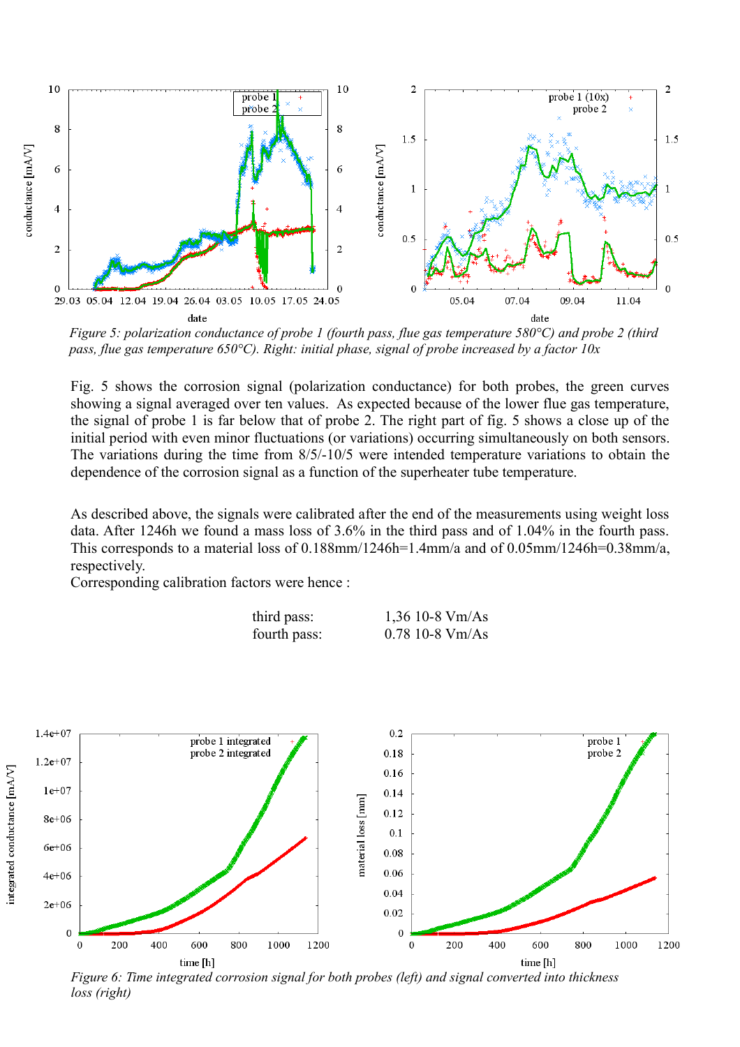*Figure 5: polarization conductance of probe 1 (fourth pass, flue gas temperature 580°C) and probe 2 (third pass, flue gas temperature 650°C). Right: initial phase, signal of probe increased by a factor 10x*

Fig. 5 shows the corrosion signal (polarization conductance) for both probes, the green curves showing a signal averaged over ten values. As expected because of the lower flue gas temperature, the signal of probe 1 is far below that of probe 2. The right part of fig. 5 shows a close up of the initial period with even minor fluctuations (or variations) occurring simultaneously on both sensors. The variations during the time from 8/5/-10/5 were intended temperature variations to obtain the dependence of the corrosion signal as a function of the superheater tube temperature.

As described above, the signals were calibrated after the end of the measurements using weight loss data. After 1246h we found a mass loss of 3.6% in the third pass and of 1.04% in the fourth pass. This corresponds to a material loss of 0.188mm/1246h=1.4mm/a and of 0.05mm/1246h=0.38mm/a, respectively.

Corresponding calibration factors were hence :

| | |
|---|---|
| third pass: | 1,36 10-8 Vm/As |
| fourth pass: | 0.78 10-8 Vm/As |

*Figure 6: Time integrated corrosion signal for both probes (left) and signal converted into thickness loss (right)*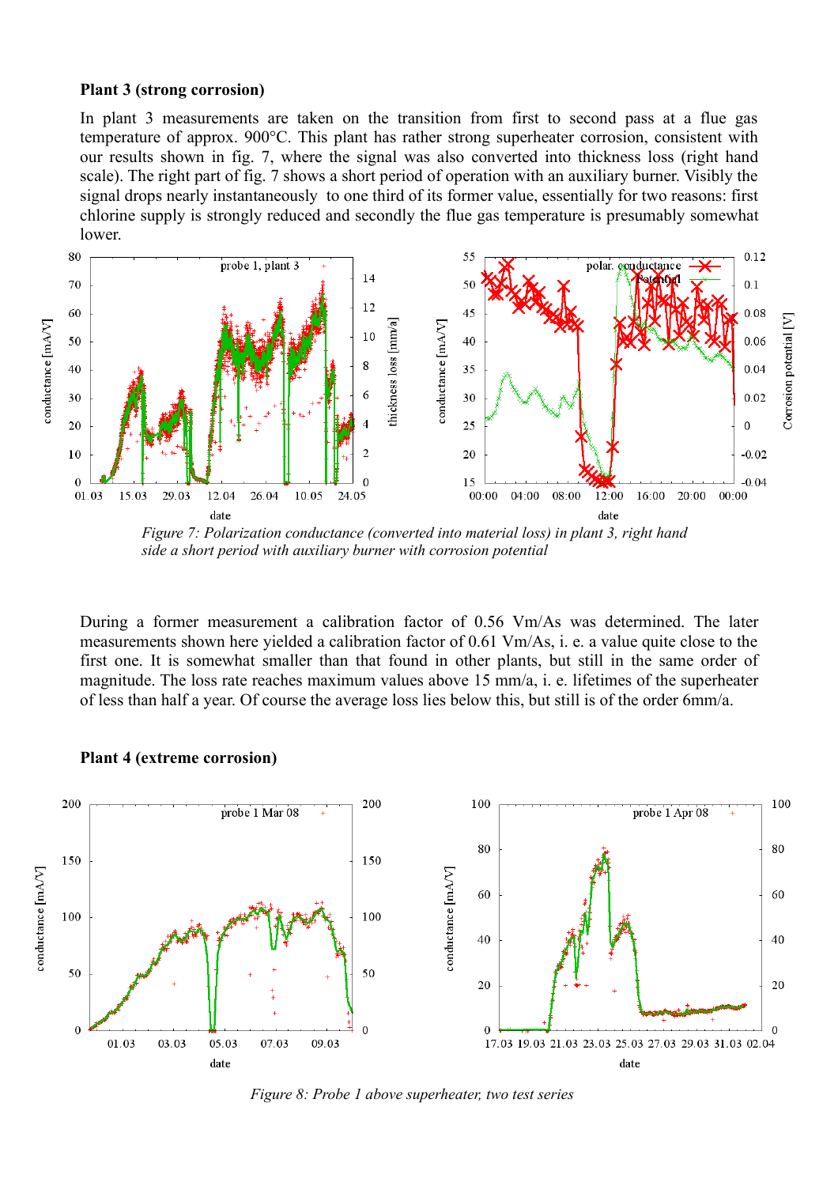**Plant 3 (strong corrosion)**

In plant 3 measurements are taken on the transition from first to second pass at a flue gas temperature of approx. 900°C. This plant has rather strong superheater corrosion, consistent with our results shown in fig. 7, where the signal was also converted into thickness loss (right hand scale). The right part of fig. 7 shows a short period of operation with an auxiliary burner. Visibly the signal drops nearly instantaneously to one third of its former value, essentially for two reasons: first chlorine supply is strongly reduced and secondly the flue gas temperature is presumably somewhat lower.

*Figure 7: Polarization conductance (converted into material loss) in plant 3, right hand side a short period with auxiliary burner with corrosion potential*

During a former measurement a calibration factor of 0.56 Vm/As was determined. The later measurements shown here yielded a calibration factor of 0.61 Vm/As, i. e. a value quite close to the first one. It is somewhat smaller than that found in other plants, but still in the same order of magnitude. The loss rate reaches maximum values above 15 mm/a, i. e. lifetimes of the superheater of less than half a year. Of course the average loss lies below this, but still is of the order 6mm/a.

**Plant 4 (extreme corrosion)**

*Figure 8: Probe 1 above superheater, two test series*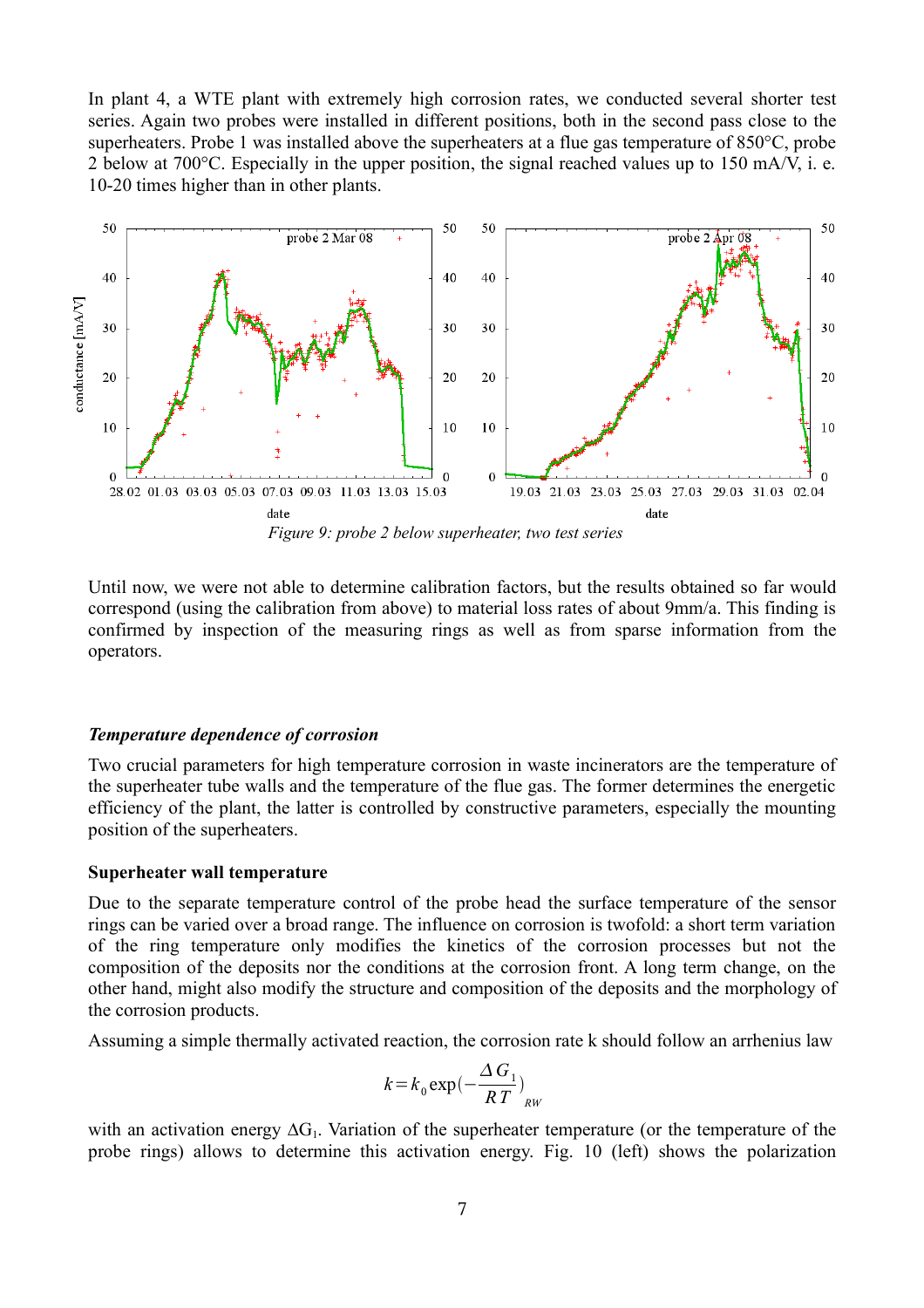In plant 4, a WTE plant with extremely high corrosion rates, we conducted several shorter test series. Again two probes were installed in different positions, both in the second pass close to the superheaters. Probe 1 was installed above the superheaters at a flue gas temperature of 850°C, probe 2 below at 700°C. Especially in the upper position, the signal reached values up to 150 mA/V, i. e. 10-20 times higher than in other plants.

*Figure 9: probe 2 below superheater, two test series*

Until now, we were not able to determine calibration factors, but the results obtained so far would correspond (using the calibration from above) to material loss rates of about 9mm/a. This finding is confirmed by inspection of the measuring rings as well as from sparse information from the operators.

### *Temperature dependence of corrosion*

Two crucial parameters for high temperature corrosion in waste incinerators are the temperature of the superheater tube walls and the temperature of the flue gas. The former determines the energetic efficiency of the plant, the latter is controlled by constructive parameters, especially the mounting position of the superheaters.

#### **Superheater wall temperature**

Due to the separate temperature control of the probe head the surface temperature of the sensor rings can be varied over a broad range. The influence on corrosion is twofold: a short term variation of the ring temperature only modifies the kinetics of the corrosion processes but not the composition of the deposits nor the conditions at the corrosion front. A long term change, on the other hand, might also modify the structure and composition of the deposits and the morphology of the corrosion products.

Assuming a simple thermally activated reaction, the corrosion rate k should follow an arrhenius law

$$k = k_0 \exp\left(-\frac{\Delta G_1}{RT}\right)_{RW}$$

with an activation energy $\Delta G_1$. Variation of the superheater temperature (or the temperature of the probe rings) allows to determine this activation energy. Fig. 10 (left) shows the polarization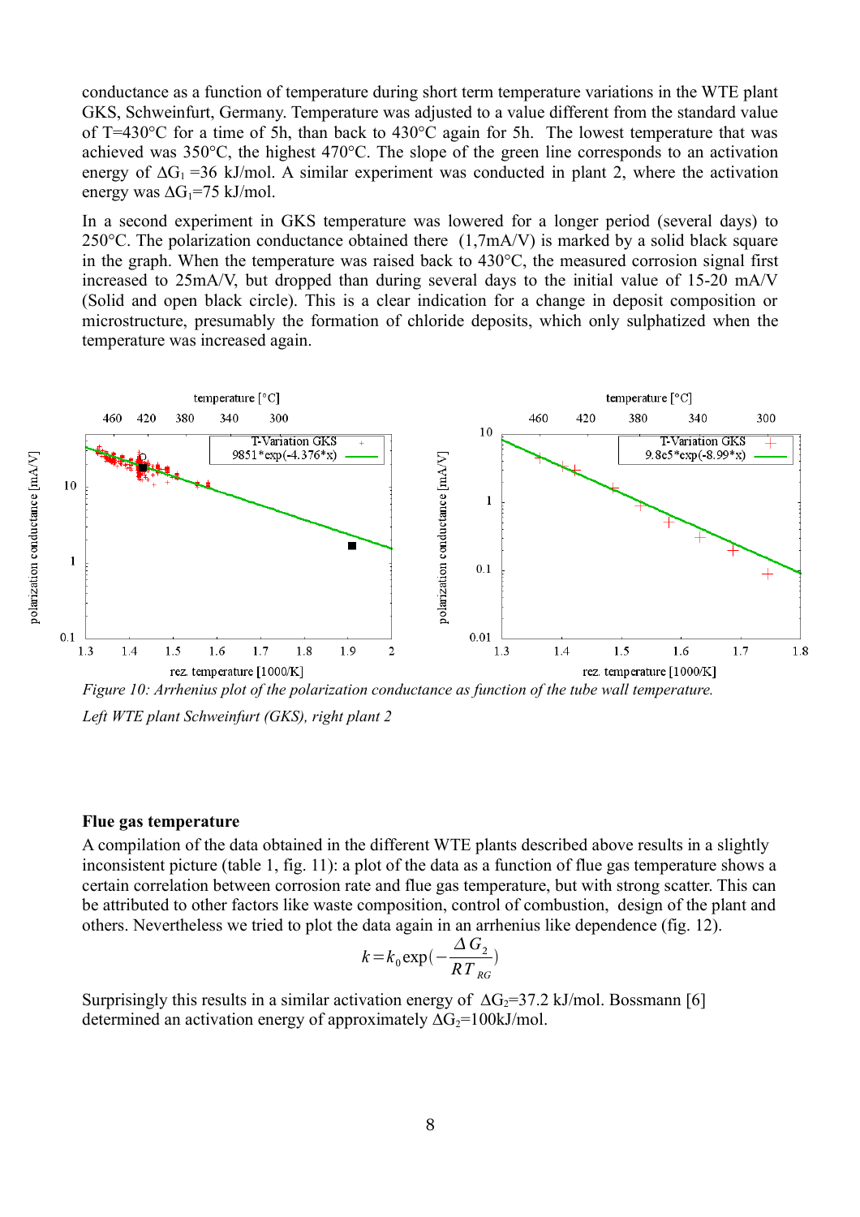conductance as a function of temperature during short term temperature variations in the WTE plant GKS, Schweinfurt, Germany. Temperature was adjusted to a value different from the standard value of T=430°C for a time of 5h, than back to 430°C again for 5h. The lowest temperature that was achieved was 350°C, the highest 470°C. The slope of the green line corresponds to an activation energy of $\Delta G_1$ =36 kJ/mol. A similar experiment was conducted in plant 2, where the activation energy was $\Delta G_1$=75 kJ/mol.

In a second experiment in GKS temperature was lowered for a longer period (several days) to 250°C. The polarization conductance obtained there (1,7mA/V) is marked by a solid black square in the graph. When the temperature was raised back to 430°C, the measured corrosion signal first increased to 25mA/V, but dropped than during several days to the initial value of 15-20 mA/V (Solid and open black circle). This is a clear indication for a change in deposit composition or microstructure, presumably the formation of chloride deposits, which only sulphatized when the temperature was increased again.

*Figure 10: Arrhenius plot of the polarization conductance as function of the tube wall temperature. Left WTE plant Schweinfurt (GKS), right plant 2*

**Flue gas temperature**

A compilation of the data obtained in the different WTE plants described above results in a slightly inconsistent picture (table 1, fig. 11): a plot of the data as a function of flue gas temperature shows a certain correlation between corrosion rate and flue gas temperature, but with strong scatter. This can be attributed to other factors like waste composition, control of combustion, design of the plant and others. Nevertheless we tried to plot the data again in an arrhenius like dependence (fig. 12).

$$k = k_0 \exp\left(-\frac{\Delta G_2}{R T_{RG}}\right)$$

Surprisingly this results in a similar activation energy of $\Delta G_2$=37.2 kJ/mol. Bossmann [6] determined an activation energy of approximately $\Delta G_2$=100kJ/mol.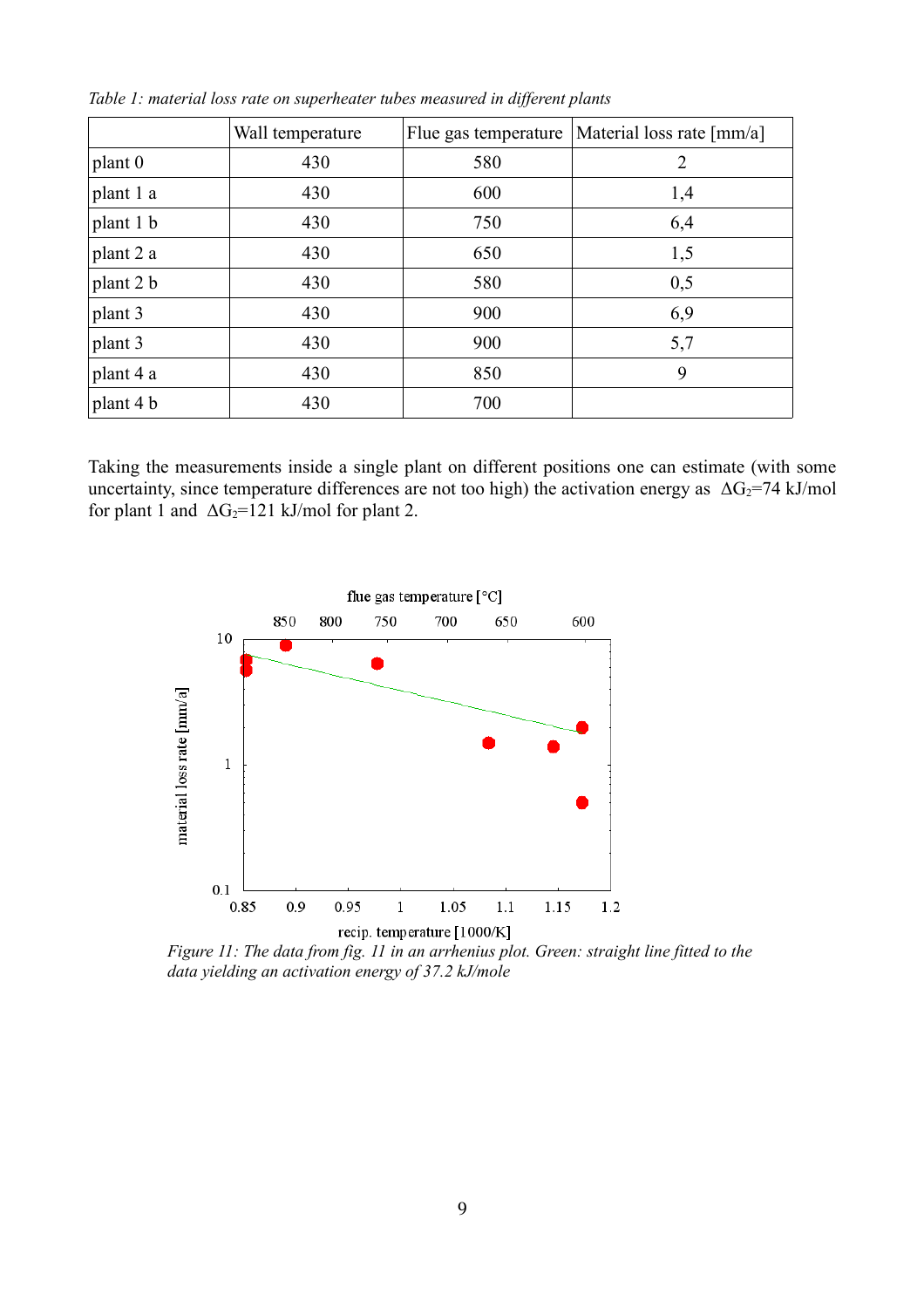*Table 1: material loss rate on superheater tubes measured in different plants*

| | Wall temperature | Flue gas temperature | Material loss rate [mm/a] |
|---|---|---|---|
| plant 0 | 430 | 580 | 2 |
| plant 1 a | 430 | 600 | 1,4 |
| plant 1 b | 430 | 750 | 6,4 |
| plant 2 a | 430 | 650 | 1,5 |
| plant 2 b | 430 | 580 | 0,5 |
| plant 3 | 430 | 900 | 6,9 |
| plant 3 | 430 | 900 | 5,7 |
| plant 4 a | 430 | 850 | 9 |
| plant 4 b | 430 | 700 | |

Taking the measurements inside a single plant on different positions one can estimate (with some uncertainty, since temperature differences are not too high) the activation energy as $\Delta G_2$=74 kJ/mol for plant 1 and $\Delta G_2$=121 kJ/mol for plant 2.

*Figure 11: The data from fig. 11 in an arrhenius plot. Green: straight line fitted to the data yielding an activation energy of 37.2 kJ/mole*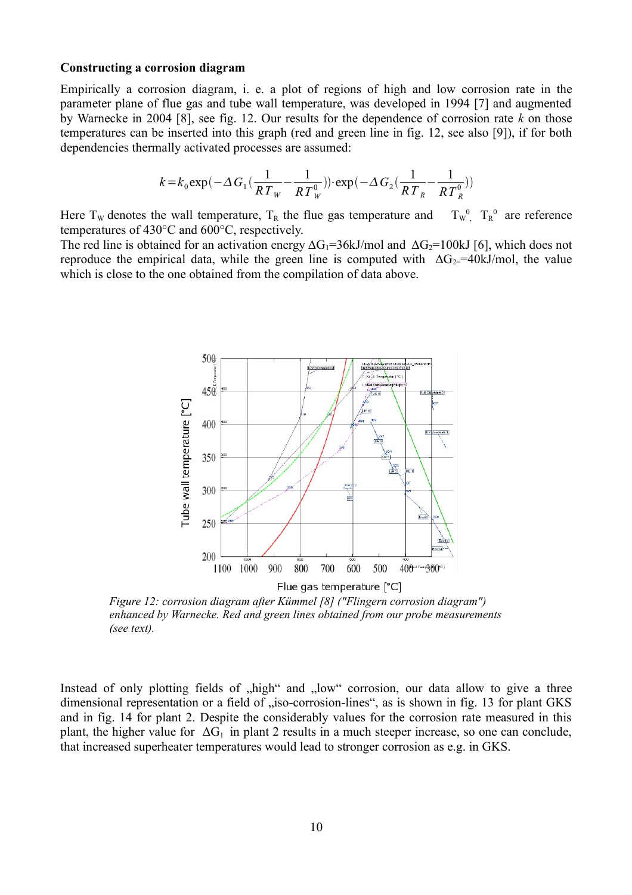**Constructing a corrosion diagram**

Empirically a corrosion diagram, i. e. a plot of regions of high and low corrosion rate in the parameter plane of flue gas and tube wall temperature, was developed in 1994 [7] and augmented by Warnecke in 2004 [8], see fig. 12. Our results for the dependence of corrosion rate $k$ on those temperatures can be inserted into this graph (red and green line in fig. 12, see also [9]), if for both dependencies thermally activated processes are assumed:

$$k = k_0 \exp\left(-\Delta G_1 \left(\frac{1}{RT_W} - \frac{1}{RT_W^0}\right)\right) \cdot \exp\left(-\Delta G_2 \left(\frac{1}{RT_R} - \frac{1}{RT_R^0}\right)\right)$$

Here $T_W$ denotes the wall temperature, $T_R$ the flue gas temperature and $T_W^0$, $T_R^0$ are reference temperatures of 430°C and 600°C, respectively.

The red line is obtained for an activation energy $\Delta G_1$=36kJ/mol and $\Delta G_2$=100kJ [6], which does not reproduce the empirical data, while the green line is computed with $\Delta G_2$=40kJ/mol, the value which is close to the one obtained from the compilation of data above.

*Figure 12: corrosion diagram after Kümmel [8] ("Flingern corrosion diagram") enhanced by Warnecke. Red and green lines obtained from our probe measurements (see text).*

Instead of only plotting fields of „high" and „low" corrosion, our data allow to give a three dimensional representation or a field of „iso-corrosion-lines", as is shown in fig. 13 for plant GKS and in fig. 14 for plant 2. Despite the considerably values for the corrosion rate measured in this plant, the higher value for $\Delta G_1$ in plant 2 results in a much steeper increase, so one can conclude, that increased superheater temperatures would lead to stronger corrosion as e.g. in GKS.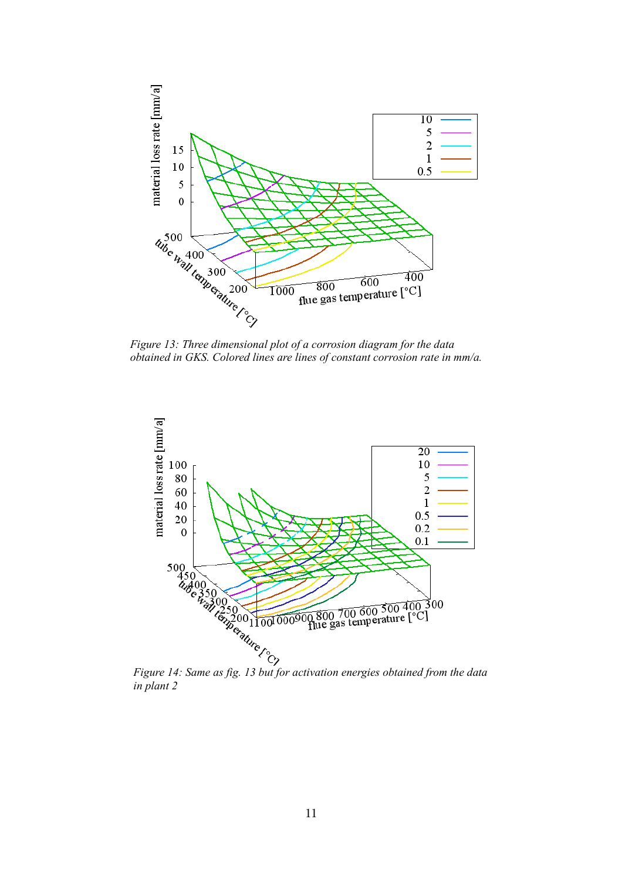*Figure 13: Three dimensional plot of a corrosion diagram for the data obtained in GKS. Colored lines are lines of constant corrosion rate in mm/a.*

*Figure 14: Same as fig. 13 but for activation energies obtained from the data in plant 2*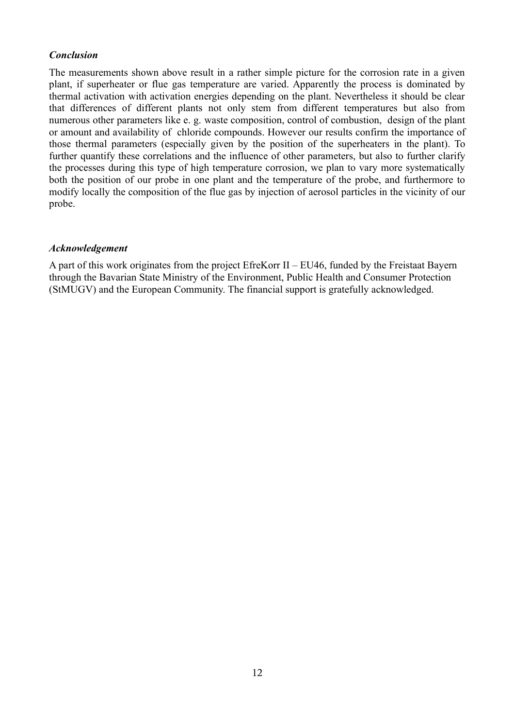### *Conclusion*

The measurements shown above result in a rather simple picture for the corrosion rate in a given plant, if superheater or flue gas temperature are varied. Apparently the process is dominated by thermal activation with activation energies depending on the plant. Nevertheless it should be clear that differences of different plants not only stem from different temperatures but also from numerous other parameters like e. g. waste composition, control of combustion, design of the plant or amount and availability of chloride compounds. However our results confirm the importance of those thermal parameters (especially given by the position of the superheaters in the plant). To further quantify these correlations and the influence of other parameters, but also to further clarify the processes during this type of high temperature corrosion, we plan to vary more systematically both the position of our probe in one plant and the temperature of the probe, and furthermore to modify locally the composition of the flue gas by injection of aerosol particles in the vicinity of our probe.

### *Acknowledgement*

A part of this work originates from the project EfreKorr II – EU46, funded by the Freistaat Bayern through the Bavarian State Ministry of the Environment, Public Health and Consumer Protection (StMUGV) and the European Community. The financial support is gratefully acknowledged.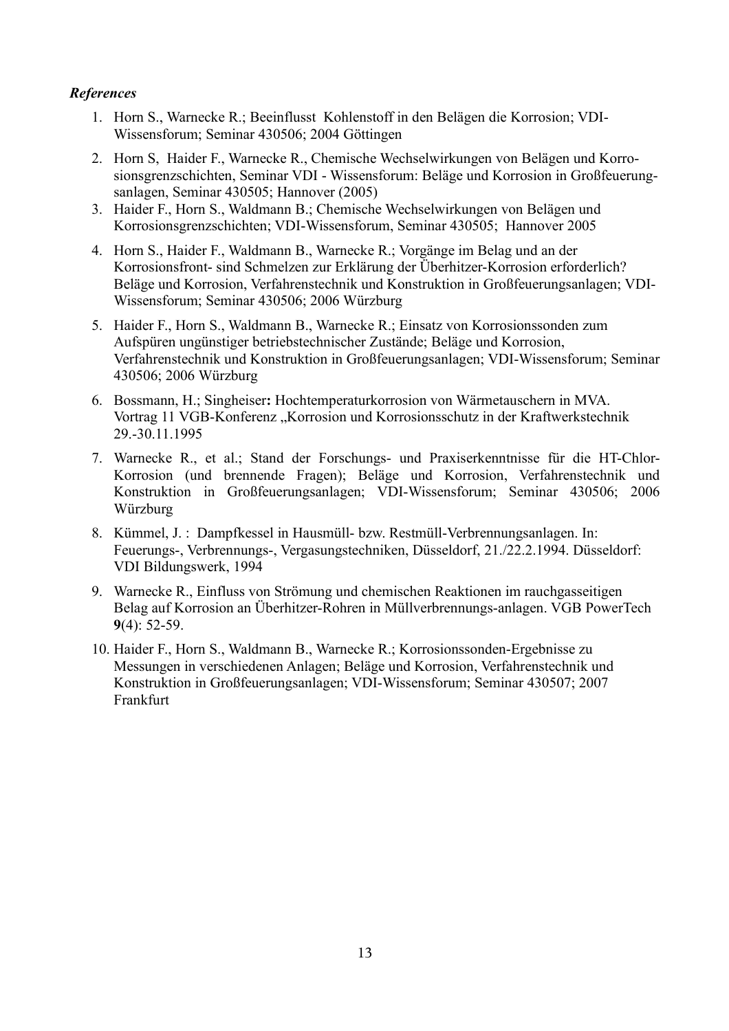***References***

1. Horn S., Warnecke R.; Beeinflusst Kohlenstoff in den Belägen die Korrosion; VDI-Wissensforum; Seminar 430506; 2004 Göttingen
2. Horn S, Haider F., Warnecke R., Chemische Wechselwirkungen von Belägen und Korrosionsgrenzschichten, Seminar VDI - Wissensforum: Beläge und Korrosion in Großfeuerungsanlagen, Seminar 430505; Hannover (2005)
3. Haider F., Horn S., Waldmann B.; Chemische Wechselwirkungen von Belägen und Korrosionsgrenzschichten; VDI-Wissensforum, Seminar 430505; Hannover 2005
4. Horn S., Haider F., Waldmann B., Warnecke R.; Vorgänge im Belag und an der Korrosionsfront- sind Schmelzen zur Erklärung der Überhitzer-Korrosion erforderlich? Beläge und Korrosion, Verfahrenstechnik und Konstruktion in Großfeuerungsanlagen; VDI-Wissensforum; Seminar 430506; 2006 Würzburg
5. Haider F., Horn S., Waldmann B., Warnecke R.; Einsatz von Korrosionssonden zum Aufspüren ungünstiger betriebstechnischer Zustände; Beläge und Korrosion, Verfahrenstechnik und Konstruktion in Großfeuerungsanlagen; VDI-Wissensforum; Seminar 430506; 2006 Würzburg
6. Bossmann, H.; Singheiser**:** Hochtemperaturkorrosion von Wärmetauschern in MVA. Vortrag 11 VGB-Konferenz „Korrosion und Korrosionsschutz in der Kraftwerkstechnik 29.-30.11.1995
7. Warnecke R., et al.; Stand der Forschungs- und Praxiserkenntnisse für die HT-Chlor-Korrosion (und brennende Fragen); Beläge und Korrosion, Verfahrenstechnik und Konstruktion in Großfeuerungsanlagen; VDI-Wissensforum; Seminar 430506; 2006 Würzburg
8. Kümmel, J. : Dampfkessel in Hausmüll- bzw. Restmüll-Verbrennungsanlagen. In: Feuerungs-, Verbrennungs-, Vergasungstechniken, Düsseldorf, 21./22.2.1994. Düsseldorf: VDI Bildungswerk, 1994
9. Warnecke R., Einfluss von Strömung und chemischen Reaktionen im rauchgasseitigen Belag auf Korrosion an Überhitzer-Rohren in Müllverbrennungs-anlagen. VGB PowerTech **9**(4): 52-59.
10. Haider F., Horn S., Waldmann B., Warnecke R.; Korrosionssonden-Ergebnisse zu Messungen in verschiedenen Anlagen; Beläge und Korrosion, Verfahrenstechnik und Konstruktion in Großfeuerungsanlagen; VDI-Wissensforum; Seminar 430507; 2007 Frankfurt